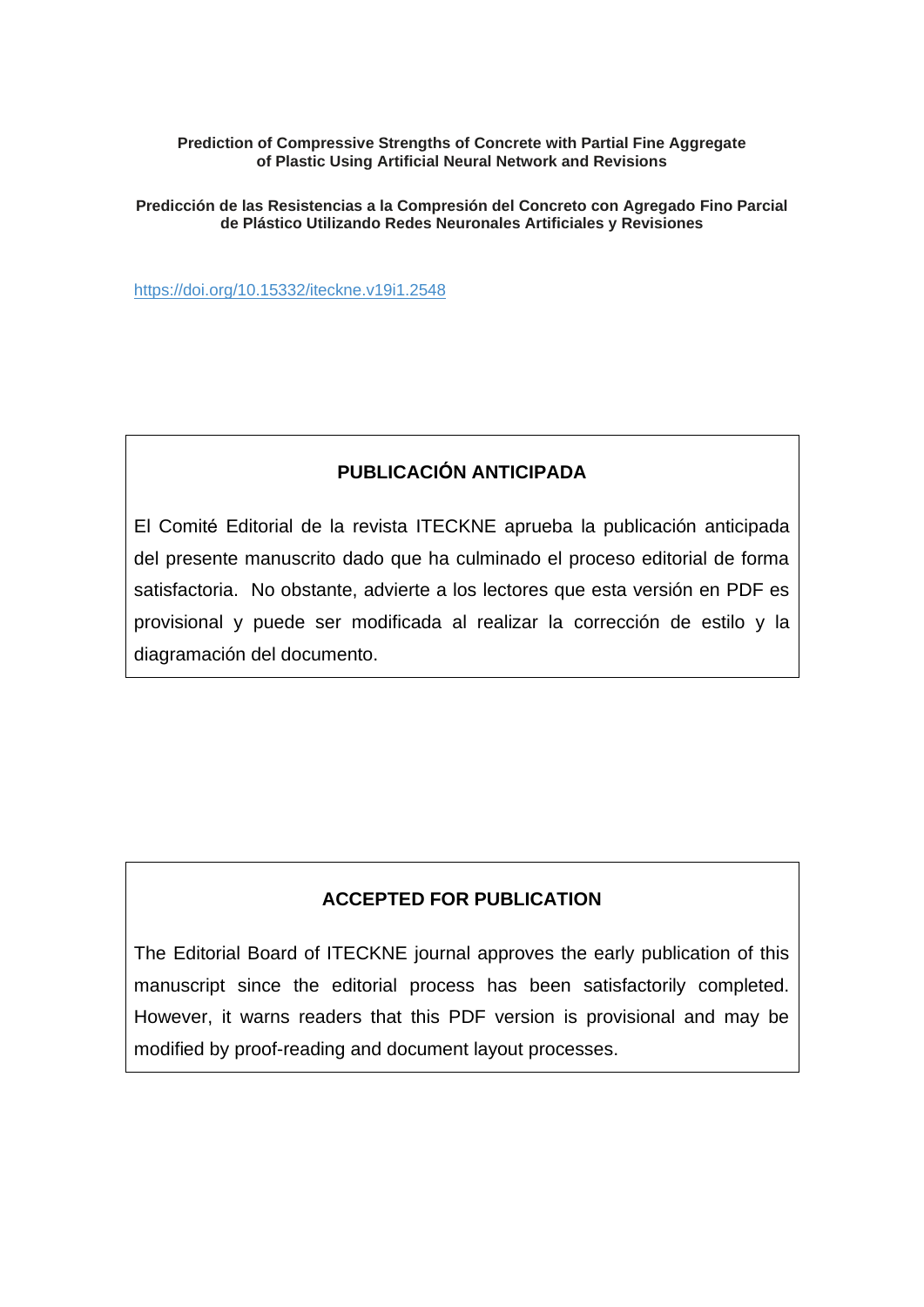**Prediction of Compressive Strengths of Concrete with Partial Fine Aggregate of Plastic Using Artificial Neural Network and Revisions**

**Predicción de las Resistencias a la Compresión del Concreto con Agregado Fino Parcial de Plástico Utilizando Redes Neuronales Artificiales y Revisiones**

https://doi.org/10.15332/iteckne.v19i1.2548

### PUBLICACIÓN ANTICIPADA

El Comité Editorial de la revista ITECKNE aprueba la publicación anticipada del presente manuscrito dado que ha culminado el proceso editorial de forma satisfactoria. No obstante, advierte a los lectores que esta versión en PDF es provisional y puede ser modificada al realizar la corrección de estilo y la diagramación del documento.

### ACCEPTED FOR PUBLICATION

The Editorial Board of ITECKNE journal approves the early publication of this manuscript since the editorial process has been satisfactorily completed. However, it warns readers that this PDF version is provisional and may be modified by proof-reading and document layout processes.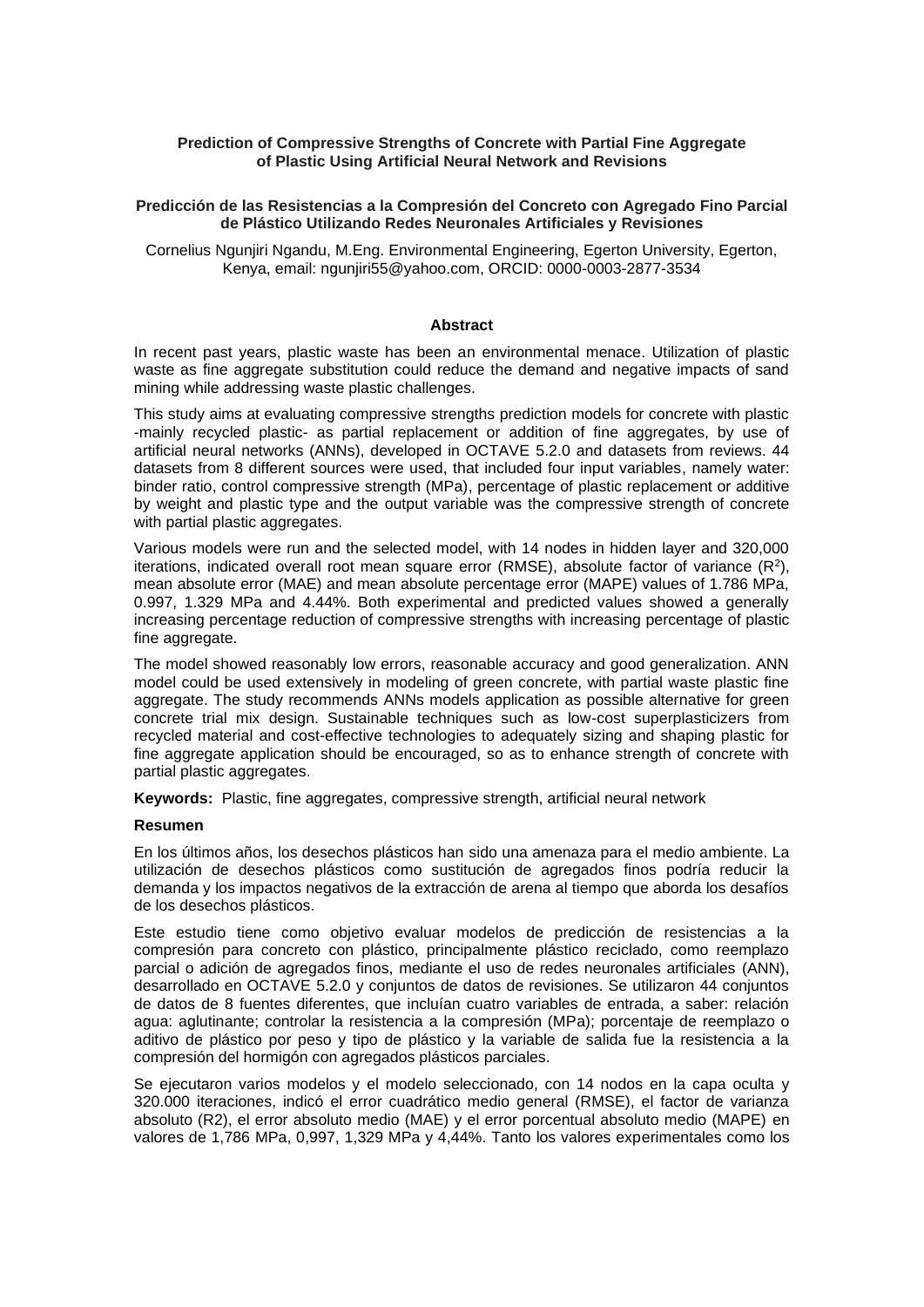**Prediction of Compressive Strengths of Concrete with Partial Fine Aggregate of Plastic Using Artificial Neural Network and Revisions**

**Predicción de las Resistencias a la Compresión del Concreto con Agregado Fino Parcial de Plástico Utilizando Redes Neuronales Artificiales y Revisiones**

Cornelius Ngunjiri Ngandu, M.Eng. Environmental Engineering, Egerton University, Egerton, Kenya, email: ngunjiri55@yahoo.com, ORCID: 0000-0003-2877-3534

## Abstract

In recent past years, plastic waste has been an environmental menace. Utilization of plastic waste as fine aggregate substitution could reduce the demand and negative impacts of sand mining while addressing waste plastic challenges.

This study aims at evaluating compressive strengths prediction models for concrete with plastic -mainly recycled plastic- as partial replacement or addition of fine aggregates, by use of artificial neural networks (ANNs), developed in OCTAVE 5.2.0 and datasets from reviews. 44 datasets from 8 different sources were used, that included four input variables, namely water: binder ratio, control compressive strength (MPa), percentage of plastic replacement or additive by weight and plastic type and the output variable was the compressive strength of concrete with partial plastic aggregates.

Various models were run and the selected model, with 14 nodes in hidden layer and 320,000 iterations, indicated overall root mean square error (RMSE), absolute factor of variance ($R^2$), mean absolute error (MAE) and mean absolute percentage error (MAPE) values of 1.786 MPa, 0.997, 1.329 MPa and 4.44%. Both experimental and predicted values showed a generally increasing percentage reduction of compressive strengths with increasing percentage of plastic fine aggregate.

The model showed reasonably low errors, reasonable accuracy and good generalization. ANN model could be used extensively in modeling of green concrete, with partial waste plastic fine aggregate. The study recommends ANNs models application as possible alternative for green concrete trial mix design. Sustainable techniques such as low-cost superplasticizers from recycled material and cost-effective technologies to adequately sizing and shaping plastic for fine aggregate application should be encouraged, so as to enhance strength of concrete with partial plastic aggregates.

**Keywords:** Plastic, fine aggregates, compressive strength, artificial neural network

## Resumen

En los últimos años, los desechos plásticos han sido una amenaza para el medio ambiente. La utilización de desechos plásticos como sustitución de agregados finos podría reducir la demanda y los impactos negativos de la extracción de arena al tiempo que aborda los desafíos de los desechos plásticos.

Este estudio tiene como objetivo evaluar modelos de predicción de resistencias a la compresión para concreto con plástico, principalmente plástico reciclado, como reemplazo parcial o adición de agregados finos, mediante el uso de redes neuronales artificiales (ANN), desarrollado en OCTAVE 5.2.0 y conjuntos de datos de revisiones. Se utilizaron 44 conjuntos de datos de 8 fuentes diferentes, que incluían cuatro variables de entrada, a saber: relación agua: aglutinante; controlar la resistencia a la compresión (MPa); porcentaje de reemplazo o aditivo de plástico por peso y tipo de plástico y la variable de salida fue la resistencia a la compresión del hormigón con agregados plásticos parciales.

Se ejecutaron varios modelos y el modelo seleccionado, con 14 nodos en la capa oculta y 320.000 iteraciones, indicó el error cuadrático medio general (RMSE), el factor de varianza absoluto (R2), el error absoluto medio (MAE) y el error porcentual absoluto medio (MAPE) en valores de 1,786 MPa, 0,997, 1,329 MPa y 4,44%. Tanto los valores experimentales como los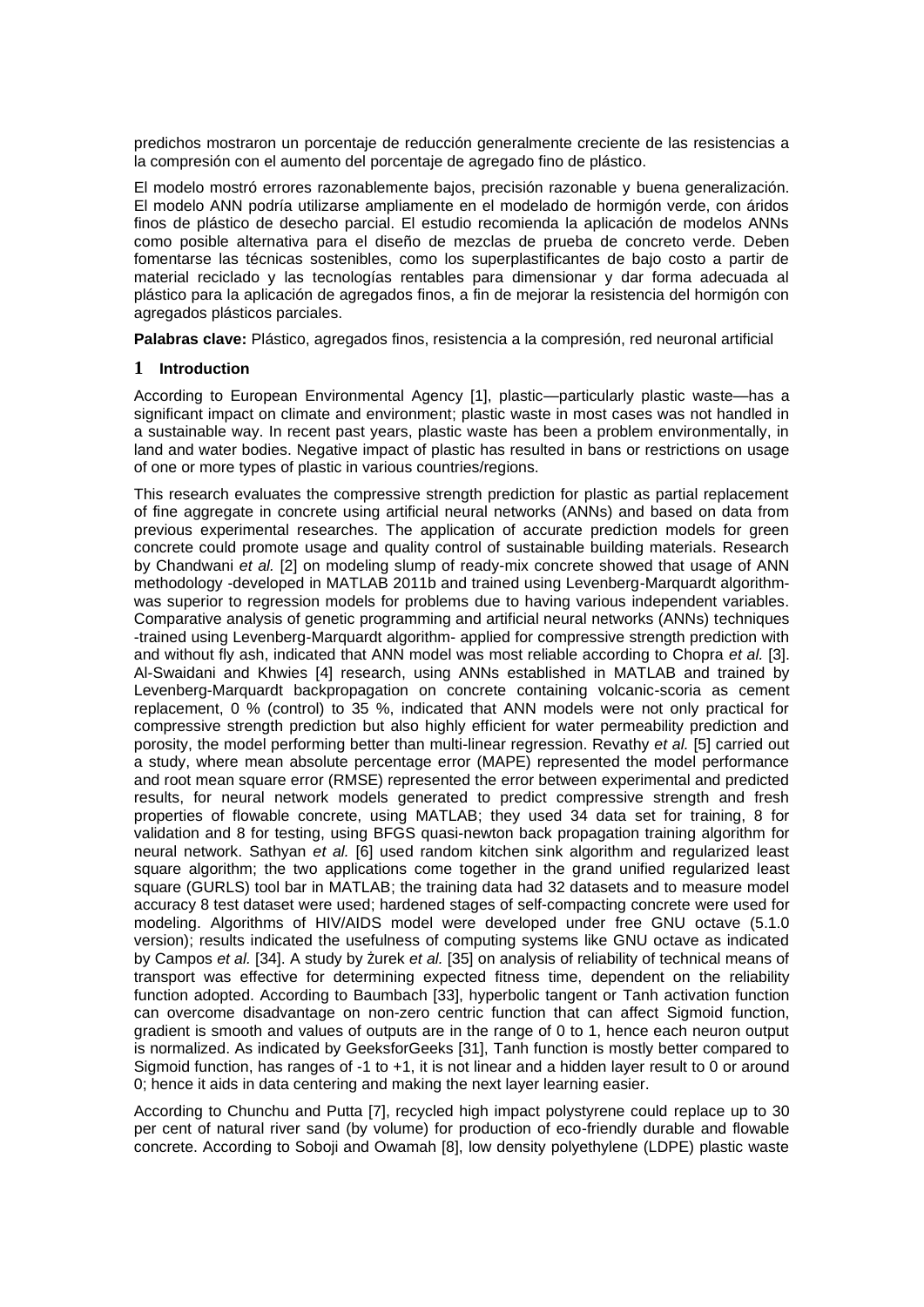predichos mostraron un porcentaje de reducción generalmente creciente de las resistencias a la compresión con el aumento del porcentaje de agregado fino de plástico.

El modelo mostró errores razonablemente bajos, precisión razonable y buena generalización. El modelo ANN podría utilizarse ampliamente en el modelado de hormigón verde, con áridos finos de plástico de desecho parcial. El estudio recomienda la aplicación de modelos ANNs como posible alternativa para el diseño de mezclas de prueba de concreto verde. Deben fomentarse las técnicas sostenibles, como los superplastificantes de bajo costo a partir de material reciclado y las tecnologías rentables para dimensionar y dar forma adecuada al plástico para la aplicación de agregados finos, a fin de mejorar la resistencia del hormigón con agregados plásticos parciales.

**Palabras clave:** Plástico, agregados finos, resistencia a la compresión, red neuronal artificial

## 1 Introduction

According to European Environmental Agency [1], plastic—particularly plastic waste—has a significant impact on climate and environment; plastic waste in most cases was not handled in a sustainable way. In recent past years, plastic waste has been a problem environmentally, in land and water bodies. Negative impact of plastic has resulted in bans or restrictions on usage of one or more types of plastic in various countries/regions.

This research evaluates the compressive strength prediction for plastic as partial replacement of fine aggregate in concrete using artificial neural networks (ANNs) and based on data from previous experimental researches. The application of accurate prediction models for green concrete could promote usage and quality control of sustainable building materials. Research by Chandwani *et al.* [2] on modeling slump of ready-mix concrete showed that usage of ANN methodology -developed in MATLAB 2011b and trained using Levenberg-Marquardt algorithm- was superior to regression models for problems due to having various independent variables. Comparative analysis of genetic programming and artificial neural networks (ANNs) techniques -trained using Levenberg-Marquardt algorithm- applied for compressive strength prediction with and without fly ash, indicated that ANN model was most reliable according to Chopra *et al.* [3]. Al-Swaidani and Khwies [4] research, using ANNs established in MATLAB and trained by Levenberg-Marquardt backpropagation on concrete containing volcanic-scoria as cement replacement, 0 % (control) to 35 %, indicated that ANN models were not only practical for compressive strength prediction but also highly efficient for water permeability prediction and porosity, the model performing better than multi-linear regression. Revathy *et al.* [5] carried out a study, where mean absolute percentage error (MAPE) represented the model performance and root mean square error (RMSE) represented the error between experimental and predicted results, for neural network models generated to predict compressive strength and fresh properties of flowable concrete, using MATLAB; they used 34 data set for training, 8 for validation and 8 for testing, using BFGS quasi-newton back propagation training algorithm for neural network. Sathyan *et al.* [6] used random kitchen sink algorithm and regularized least square algorithm; the two applications come together in the grand unified regularized least square (GURLS) tool bar in MATLAB; the training data had 32 datasets and to measure model accuracy 8 test dataset were used; hardened stages of self-compacting concrete were used for modeling. Algorithms of HIV/AIDS model were developed under free GNU octave (5.1.0 version); results indicated the usefulness of computing systems like GNU octave as indicated by Campos *et al.* [34]. A study by Żurek *et al.* [35] on analysis of reliability of technical means of transport was effective for determining expected fitness time, dependent on the reliability function adopted. According to Baumbach [33], hyperbolic tangent or Tanh activation function can overcome disadvantage on non-zero centric function that can affect Sigmoid function, gradient is smooth and values of outputs are in the range of 0 to 1, hence each neuron output is normalized. As indicated by GeeksforGeeks [31], Tanh function is mostly better compared to Sigmoid function, has ranges of -1 to +1, it is not linear and a hidden layer result to 0 or around 0; hence it aids in data centering and making the next layer learning easier.

According to Chunchu and Putta [7], recycled high impact polystyrene could replace up to 30 per cent of natural river sand (by volume) for production of eco-friendly durable and flowable concrete. According to Soboji and Owamah [8], low density polyethylene (LDPE) plastic waste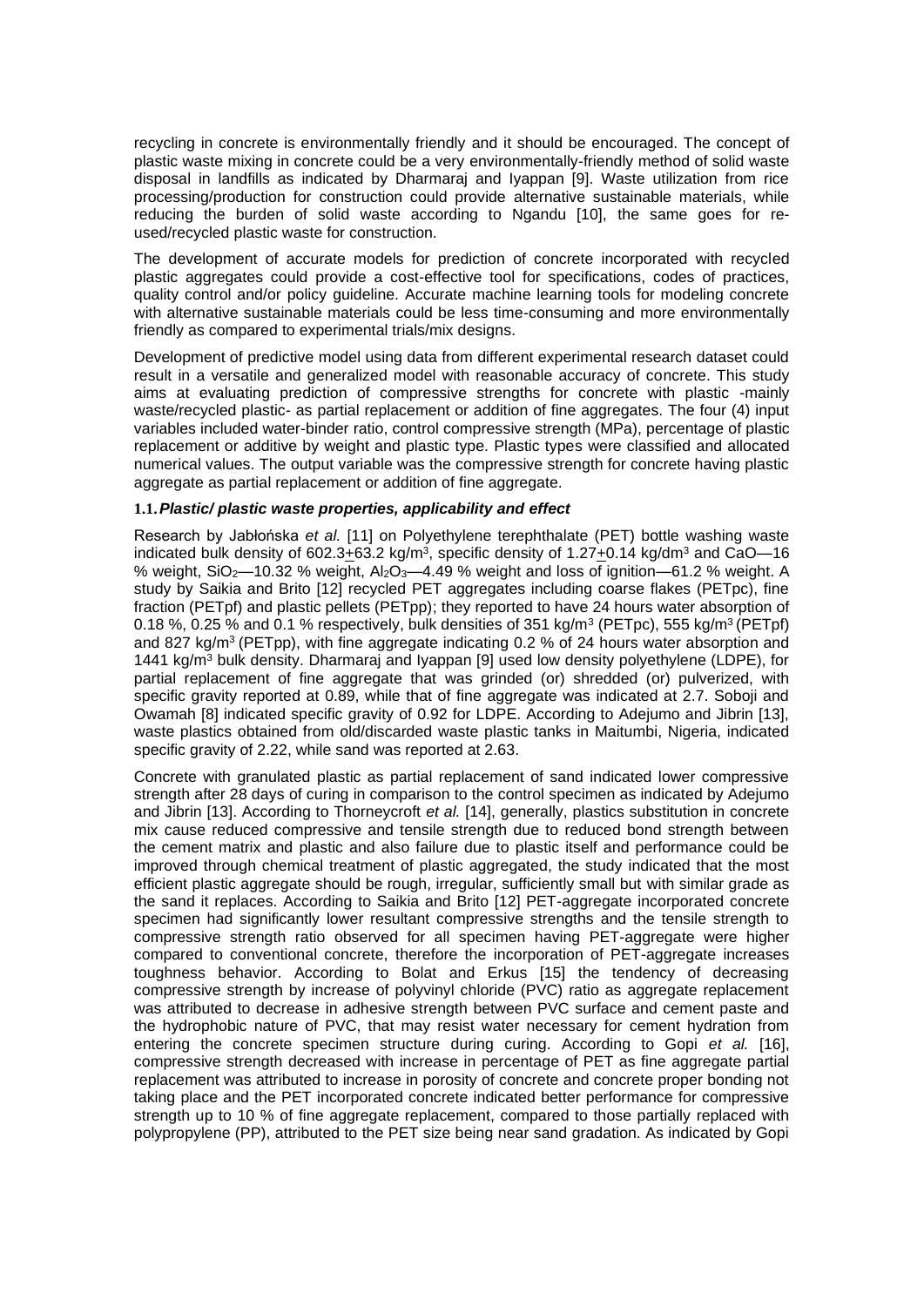recycling in concrete is environmentally friendly and it should be encouraged. The concept of plastic waste mixing in concrete could be a very environmentally-friendly method of solid waste disposal in landfills as indicated by Dharmaraj and Iyappan [9]. Waste utilization from rice processing/production for construction could provide alternative sustainable materials, while reducing the burden of solid waste according to Ngandu [10], the same goes for re-used/recycled plastic waste for construction.

The development of accurate models for prediction of concrete incorporated with recycled plastic aggregates could provide a cost-effective tool for specifications, codes of practices, quality control and/or policy guideline. Accurate machine learning tools for modeling concrete with alternative sustainable materials could be less time-consuming and more environmentally friendly as compared to experimental trials/mix designs.

Development of predictive model using data from different experimental research dataset could result in a versatile and generalized model with reasonable accuracy of concrete. This study aims at evaluating prediction of compressive strengths for concrete with plastic -mainly waste/recycled plastic- as partial replacement or addition of fine aggregates. The four (4) input variables included water-binder ratio, control compressive strength (MPa), percentage of plastic replacement or additive by weight and plastic type. Plastic types were classified and allocated numerical values. The output variable was the compressive strength for concrete having plastic aggregate as partial replacement or addition of fine aggregate.

### 1.1. *Plastic/ plastic waste properties, applicability and effect*

Research by Jabłońska *et al.* [11] on Polyethylene terephthalate (PET) bottle washing waste indicated bulk density of 602.3$\pm$63.2 kg/m$^3$, specific density of 1.27$\pm$0.14 kg/dm$^3$ and CaO—16 % weight, $SiO_2$—10.32 % weight, $Al_2O_3$—4.49 % weight and loss of ignition—61.2 % weight. A study by Saikia and Brito [12] recycled PET aggregates including coarse flakes (PETpc), fine fraction (PETpf) and plastic pellets (PETpp); they reported to have 24 hours water absorption of 0.18 %, 0.25 % and 0.1 % respectively, bulk densities of 351 kg/m$^3$ (PETpc), 555 kg/m$^3$ (PETpf) and 827 kg/m$^3$ (PETpp), with fine aggregate indicating 0.2 % of 24 hours water absorption and 1441 kg/m$^3$ bulk density. Dharmaraj and Iyappan [9] used low density polyethylene (LDPE), for partial replacement of fine aggregate that was grinded (or) shredded (or) pulverized, with specific gravity reported at 0.89, while that of fine aggregate was indicated at 2.7. Soboji and Owamah [8] indicated specific gravity of 0.92 for LDPE. According to Adejumo and Jibrin [13], waste plastics obtained from old/discarded waste plastic tanks in Maitumbi, Nigeria, indicated specific gravity of 2.22, while sand was reported at 2.63.

Concrete with granulated plastic as partial replacement of sand indicated lower compressive strength after 28 days of curing in comparison to the control specimen as indicated by Adejumo and Jibrin [13]. According to Thorneycroft *et al.* [14], generally, plastics substitution in concrete mix cause reduced compressive and tensile strength due to reduced bond strength between the cement matrix and plastic and also failure due to plastic itself and performance could be improved through chemical treatment of plastic aggregated, the study indicated that the most efficient plastic aggregate should be rough, irregular, sufficiently small but with similar grade as the sand it replaces. According to Saikia and Brito [12] PET-aggregate incorporated concrete specimen had significantly lower resultant compressive strengths and the tensile strength to compressive strength ratio observed for all specimen having PET-aggregate were higher compared to conventional concrete, therefore the incorporation of PET-aggregate increases toughness behavior. According to Bolat and Erkus [15] the tendency of decreasing compressive strength by increase of polyvinyl chloride (PVC) ratio as aggregate replacement was attributed to decrease in adhesive strength between PVC surface and cement paste and the hydrophobic nature of PVC, that may resist water necessary for cement hydration from entering the concrete specimen structure during curing. According to Gopi *et al.* [16], compressive strength decreased with increase in percentage of PET as fine aggregate partial replacement was attributed to increase in porosity of concrete and concrete proper bonding not taking place and the PET incorporated concrete indicated better performance for compressive strength up to 10 % of fine aggregate replacement, compared to those partially replaced with polypropylene (PP), attributed to the PET size being near sand gradation. As indicated by Gopi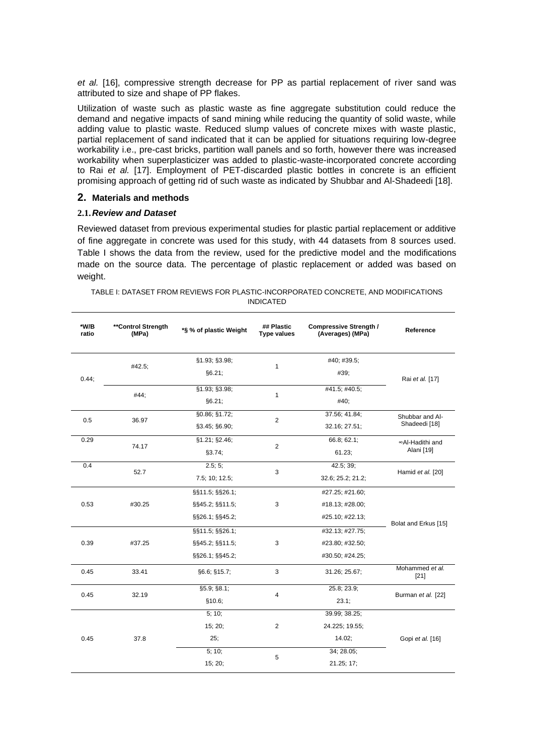*et al.* [16], compressive strength decrease for PP as partial replacement of river sand was attributed to size and shape of PP flakes.

Utilization of waste such as plastic waste as fine aggregate substitution could reduce the demand and negative impacts of sand mining while reducing the quantity of solid waste, while adding value to plastic waste. Reduced slump values of concrete mixes with waste plastic, partial replacement of sand indicated that it can be applied for situations requiring low-degree workability i.e., pre-cast bricks, partition wall panels and so forth, however there was increased workability when superplasticizer was added to plastic-waste-incorporated concrete according to Rai *et al.* [17]. Employment of PET-discarded plastic bottles in concrete is an efficient promising approach of getting rid of such waste as indicated by Shubbar and Al-Shadeedi [18].

## 2. Materials and methods

### 2.1. *Review and Dataset*

Reviewed dataset from previous experimental studies for plastic partial replacement or additive of fine aggregate in concrete was used for this study, with 44 datasets from 8 sources used. Table I shows the data from the review, used for the predictive model and the modifications made on the source data. The percentage of plastic replacement or added was based on weight.

TABLE I: DATASET FROM REVIEWS FOR PLASTIC-INCORPORATED CONCRETE, AND MODIFICATIONS INDICATED

| *W/B ratio | **Control Strength (MPa) | *§ % of plastic Weight | ## Plastic Type values | Compressive Strength / (Averages) (MPa) | Reference |
|---|---|---|---|---|---|
| 0.44; | #42.5; | §1.93; §3.98; §6.21; | 1 | #40; #39.5; #39; | Rai *et al.* [17] |
| | #44; | §1.93; §3.98; §6.21; | 1 | #41.5; #40.5; #40; | |
| 0.5 | 36.97 | §0.86; §1.72; §3.45; §6.90; | 2 | 37.56; 41.84; 32.16; 27.51; | Shubbar and Al-Shadeedi [18] |
| 0.29 | 74.17 | §1.21; §2.46; §3.74; | 2 | 66.8; 62.1; 61.23; | ∞Al-Hadithi and Alani [19] |
| 0.4 | 52.7 | 2.5; 5; 7.5; 10; 12.5; | 3 | 42.5; 39; 32.6; 25.2; 21.2; | Hamid *et al.* [20] |
| 0.53 | #30.25 | §§11.5; §§26.1; §§45.2; §§11.5; §§26.1; §§45.2; | 3 | #27.25; #21.60; #18.13; #28.00; #25.10; #22.13; | Bolat and Erkus [15] |
| 0.39 | #37.25 | §§11.5; §§26.1; §§45.2; §§11.5; §§26.1; §§45.2; | 3 | #32.13; #27.75; #23.80; #32.50; #30.50; #24.25; | |
| 0.45 | 33.41 | §6.6; §15.7; | 3 | 31.26; 25.67; | Mohammed *et al.* [21] |
| 0.45 | 32.19 | §5.9; §8.1; §10.6; | 4 | 25.8; 23.9; 23.1; | Burman *et al.* [22] |
| 0.45 | 37.8 | 5; 10; 15; 20; 25; | 2 | 39.99; 38.25; 24.225; 19.55; 14.02; | Gopi *et al.* [16] |
| | | 5; 10; 15; 20; | 5 | 34; 28.05; 21.25; 17; | |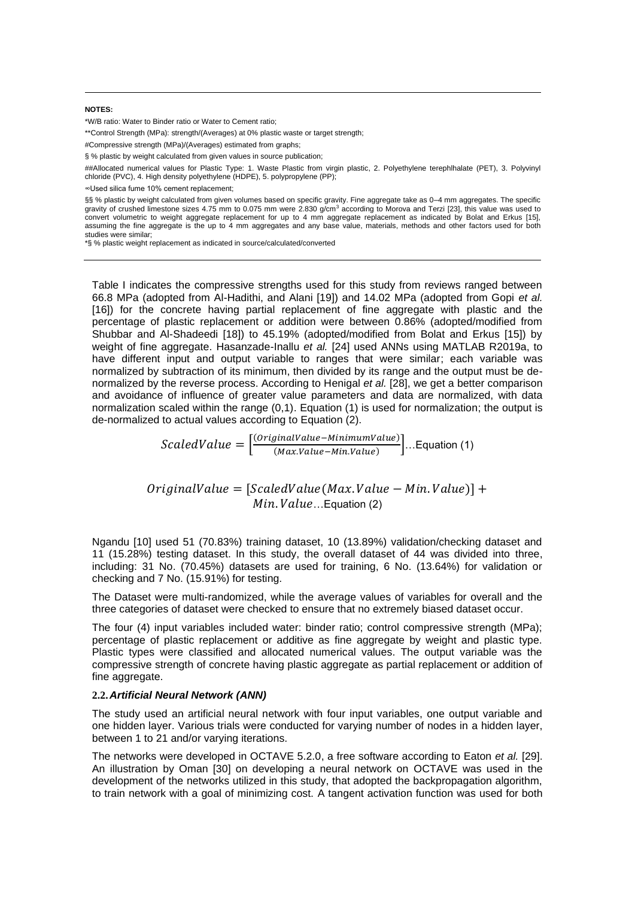**NOTES:**

*W/B ratio: Water to Binder ratio or Water to Cement ratio;

**Control Strength (MPa): strength/(Averages) at 0% plastic waste or target strength;

#Compressive strength (MPa)/(Averages) estimated from graphs;

§ % plastic by weight calculated from given values in source publication;

##Allocated numerical values for Plastic Type: 1. Waste Plastic from virgin plastic, 2. Polyethylene terephlhalate (PET), 3. Polyvinyl chloride (PVC), 4. High density polyethylene (HDPE), 5. polypropylene (PP);

∞Used silica fume 10% cement replacement;

§§ % plastic by weight calculated from given volumes based on specific gravity. Fine aggregate take as 0–4 mm aggregates. The specific gravity of crushed limestone sizes 4.75 mm to 0.075 mm were 2.830 g/cm$^3$ according to Morova and Terzi [23], this value was used to convert volumetric to weight aggregate replacement for up to 4 mm aggregate replacement as indicated by Bolat and Erkus [15], assuming the fine aggregate is the up to 4 mm aggregates and any base value, materials, methods and other factors used for both studies were similar;

*§ % plastic weight replacement as indicated in source/calculated/converted

Table I indicates the compressive strengths used for this study from reviews ranged between 66.8 MPa (adopted from Al-Hadithi, and Alani [19]) and 14.02 MPa (adopted from Gopi *et al.* [16]) for the concrete having partial replacement of fine aggregate with plastic and the percentage of plastic replacement or addition were between 0.86% (adopted/modified from Shubbar and Al-Shadeedi [18]) to 45.19% (adopted/modified from Bolat and Erkus [15]) by weight of fine aggregate. Hasanzade-Inallu *et al.* [24] used ANNs using MATLAB R2019a, to have different input and output variable to ranges that were similar; each variable was normalized by subtraction of its minimum, then divided by its range and the output must be de-normalized by the reverse process. According to Henigal *et al.* [28], we get a better comparison and avoidance of influence of greater value parameters and data are normalized, with data normalization scaled within the range (0,1). Equation (1) is used for normalization; the output is de-normalized to actual values according to Equation (2).

$$ScaledValue = \left[\frac{(OriginalValue - MinimumValue)}{(Max.Value - Min.Value)}\right] \text{...Equation (1)}$$

$$OriginalValue = [ScaledValue(Max.Value - Min.Value)] + Min.Value \text{...Equation (2)}$$

Ngandu [10] used 51 (70.83%) training dataset, 10 (13.89%) validation/checking dataset and 11 (15.28%) testing dataset. In this study, the overall dataset of 44 was divided into three, including: 31 No. (70.45%) datasets are used for training, 6 No. (13.64%) for validation or checking and 7 No. (15.91%) for testing.

The Dataset were multi-randomized, while the average values of variables for overall and the three categories of dataset were checked to ensure that no extremely biased dataset occur.

The four (4) input variables included water: binder ratio; control compressive strength (MPa); percentage of plastic replacement or additive as fine aggregate by weight and plastic type. Plastic types were classified and allocated numerical values. The output variable was the compressive strength of concrete having plastic aggregate as partial replacement or addition of fine aggregate.

### 2.2. *Artificial Neural Network (ANN)*

The study used an artificial neural network with four input variables, one output variable and one hidden layer. Various trials were conducted for varying number of nodes in a hidden layer, between 1 to 21 and/or varying iterations.

The networks were developed in OCTAVE 5.2.0, a free software according to Eaton *et al.* [29]. An illustration by Oman [30] on developing a neural network on OCTAVE was used in the development of the networks utilized in this study, that adopted the backpropagation algorithm, to train network with a goal of minimizing cost. A tangent activation function was used for both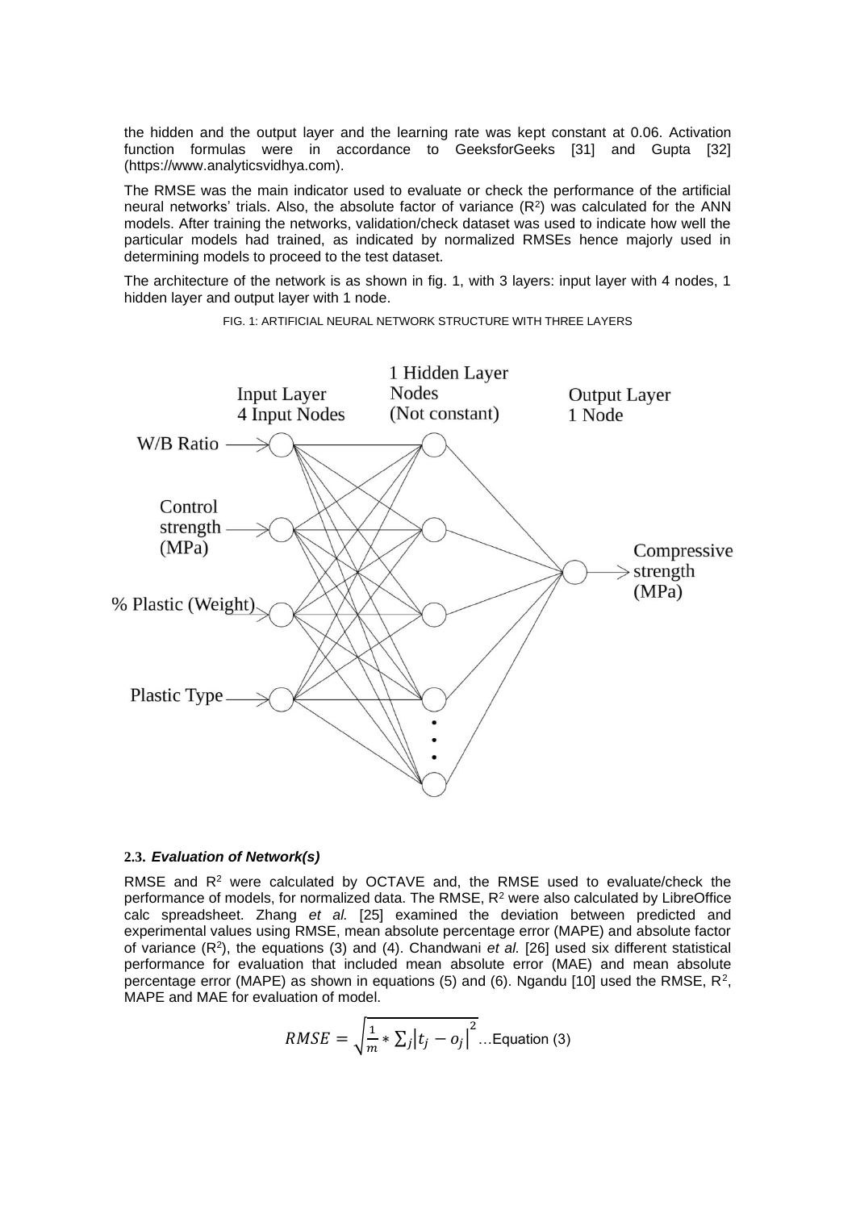the hidden and the output layer and the learning rate was kept constant at 0.06. Activation function formulas were in accordance to GeeksforGeeks [31] and Gupta [32] (https://www.analyticsvidhya.com).

The RMSE was the main indicator used to evaluate or check the performance of the artificial neural networks' trials. Also, the absolute factor of variance ($R^2$) was calculated for the ANN models. After training the networks, validation/check dataset was used to indicate how well the particular models had trained, as indicated by normalized RMSEs hence majorly used in determining models to proceed to the test dataset.

The architecture of the network is as shown in fig. 1, with 3 layers: input layer with 4 nodes, 1 hidden layer and output layer with 1 node.

FIG. 1: ARTIFICIAL NEURAL NETWORK STRUCTURE WITH THREE LAYERS

### 2.3. *Evaluation of Network(s)*

RMSE and $R^2$ were calculated by OCTAVE and, the RMSE used to evaluate/check the performance of models, for normalized data. The RMSE, $R^2$ were also calculated by LibreOffice calc spreadsheet. Zhang *et al.* [25] examined the deviation between predicted and experimental values using RMSE, mean absolute percentage error (MAPE) and absolute factor of variance ($R^2$), the equations (3) and (4). Chandwani *et al.* [26] used six different statistical performance for evaluation that included mean absolute error (MAE) and mean absolute percentage error (MAPE) as shown in equations (5) and (6). Ngandu [10] used the RMSE, $R^2$, MAPE and MAE for evaluation of model.

$$RMSE = \sqrt{\frac{1}{m} * \sum_j \left| t_j - o_j \right|^2} \text{ …Equation (3)}$$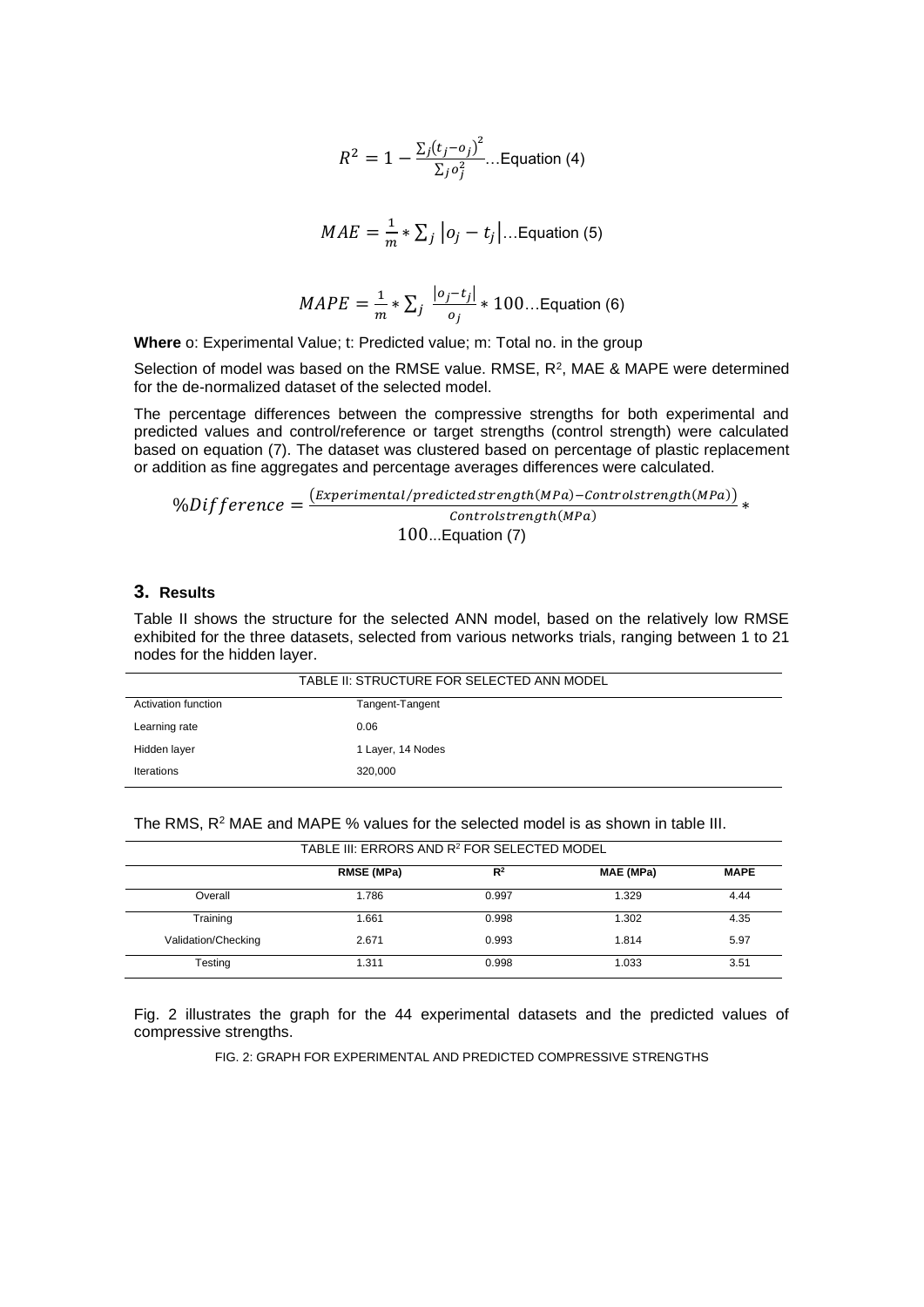$$R^2 = 1 - \frac{\sum_j (t_j - o_j)^2}{\sum_j o_j^2} \ldots \text{Equation (4)}$$

$$MAE = \frac{1}{m} * \sum_j |o_j - t_j| \ldots \text{Equation (5)}$$

$$MAPE = \frac{1}{m} * \sum_j \frac{|o_j - t_j|}{o_j} * 100 \ldots \text{Equation (6)}$$

**Where** o: Experimental Value; t: Predicted value; m: Total no. in the group

Selection of model was based on the RMSE value. RMSE, $R^2$, MAE & MAPE were determined for the de-normalized dataset of the selected model.

The percentage differences between the compressive strengths for both experimental and predicted values and control/reference or target strengths (control strength) were calculated based on equation (7). The dataset was clustered based on percentage of plastic replacement or addition as fine aggregates and percentage averages differences were calculated.

$$\%Difference = \frac{(Experimental/predicted strength(MPa) - Control strength(MPa))}{Control strength(MPa)} * 100 \ldots \text{Equation (7)}$$

## 3. Results

Table II shows the structure for the selected ANN model, based on the relatively low RMSE exhibited for the three datasets, selected from various networks trials, ranging between 1 to 21 nodes for the hidden layer.

TABLE II: STRUCTURE FOR SELECTED ANN MODEL

| | |
|---|---|
| Activation function | Tangent-Tangent |
| Learning rate | 0.06 |
| Hidden layer | 1 Layer, 14 Nodes |
| Iterations | 320,000 |

The RMS, $R^2$ MAE and MAPE % values for the selected model is as shown in table III.

TABLE III: ERRORS AND $R^2$ FOR SELECTED MODEL

| | RMSE (MPa) | $R^2$ | MAE (MPa) | MAPE |
|---|---|---|---|---|
| Overall | 1.786 | 0.997 | 1.329 | 4.44 |
| Training | 1.661 | 0.998 | 1.302 | 4.35 |
| Validation/Checking | 2.671 | 0.993 | 1.814 | 5.97 |
| Testing | 1.311 | 0.998 | 1.033 | 3.51 |

Fig. 2 illustrates the graph for the 44 experimental datasets and the predicted values of compressive strengths.

FIG. 2: GRAPH FOR EXPERIMENTAL AND PREDICTED COMPRESSIVE STRENGTHS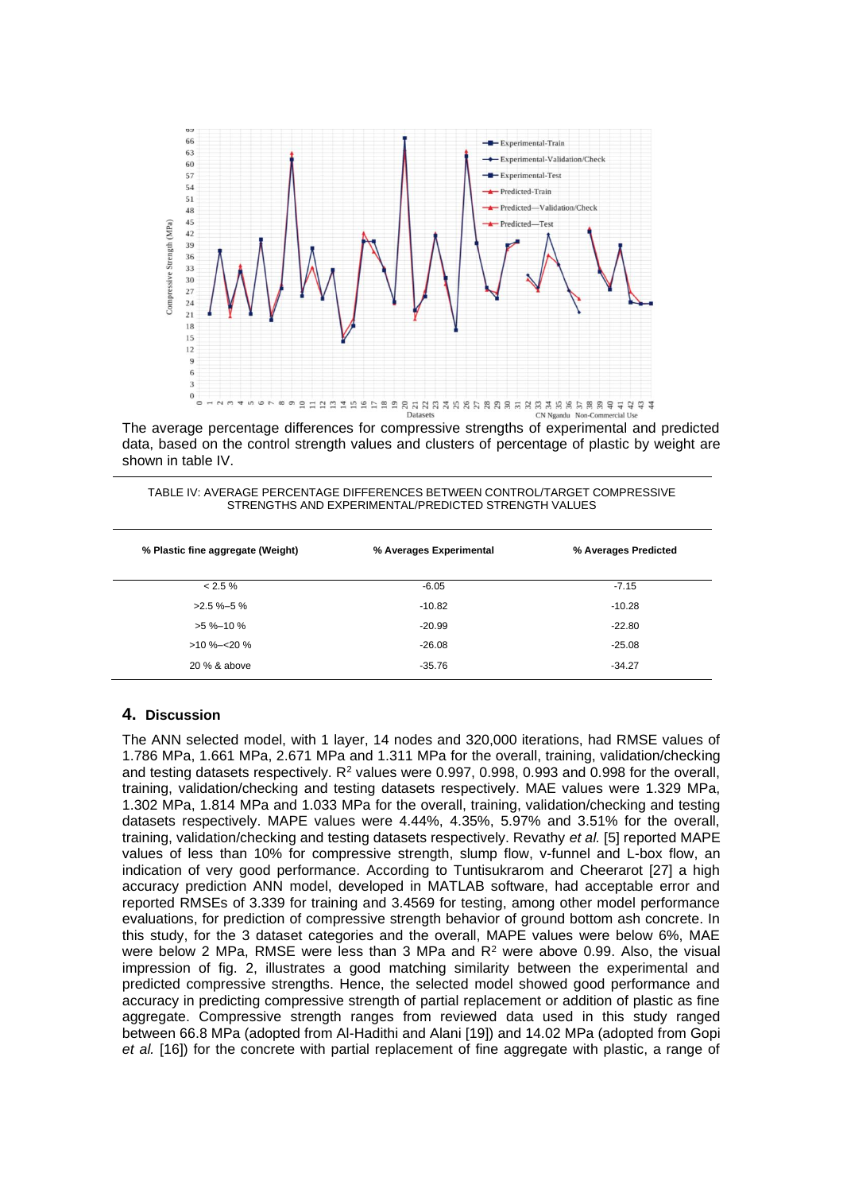The average percentage differences for compressive strengths of experimental and predicted data, based on the control strength values and clusters of percentage of plastic by weight are shown in table IV.

TABLE IV: AVERAGE PERCENTAGE DIFFERENCES BETWEEN CONTROL/TARGET COMPRESSIVE STRENGTHS AND EXPERIMENTAL/PREDICTED STRENGTH VALUES

| % Plastic fine aggregate (Weight) | % Averages Experimental | % Averages Predicted |
|---|---|---|
| < 2.5 % | -6.05 | -7.15 |
| >2.5 %–5 % | -10.82 | -10.28 |
| >5 %–10 % | -20.99 | -22.80 |
| >10 %–<20 % | -26.08 | -25.08 |
| 20 % & above | -35.76 | -34.27 |

## 4. Discussion

The ANN selected model, with 1 layer, 14 nodes and 320,000 iterations, had RMSE values of 1.786 MPa, 1.661 MPa, 2.671 MPa and 1.311 MPa for the overall, training, validation/checking and testing datasets respectively. $R^2$ values were 0.997, 0.998, 0.993 and 0.998 for the overall, training, validation/checking and testing datasets respectively. MAE values were 1.329 MPa, 1.302 MPa, 1.814 MPa and 1.033 MPa for the overall, training, validation/checking and testing datasets respectively. MAPE values were 4.44%, 4.35%, 5.97% and 3.51% for the overall, training, validation/checking and testing datasets respectively. Revathy *et al.* [5] reported MAPE values of less than 10% for compressive strength, slump flow, v-funnel and L-box flow, an indication of very good performance. According to Tuntisukrarom and Cheerarot [27] a high accuracy prediction ANN model, developed in MATLAB software, had acceptable error and reported RMSEs of 3.339 for training and 3.4569 for testing, among other model performance evaluations, for prediction of compressive strength behavior of ground bottom ash concrete. In this study, for the 3 dataset categories and the overall, MAPE values were below 6%, MAE were below 2 MPa, RMSE were less than 3 MPa and $R^2$ were above 0.99. Also, the visual impression of fig. 2, illustrates a good matching similarity between the experimental and predicted compressive strengths. Hence, the selected model showed good performance and accuracy in predicting compressive strength of partial replacement or addition of plastic as fine aggregate. Compressive strength ranges from reviewed data used in this study ranged between 66.8 MPa (adopted from Al-Hadithi and Alani [19]) and 14.02 MPa (adopted from Gopi *et al.* [16]) for the concrete with partial replacement of fine aggregate with plastic, a range of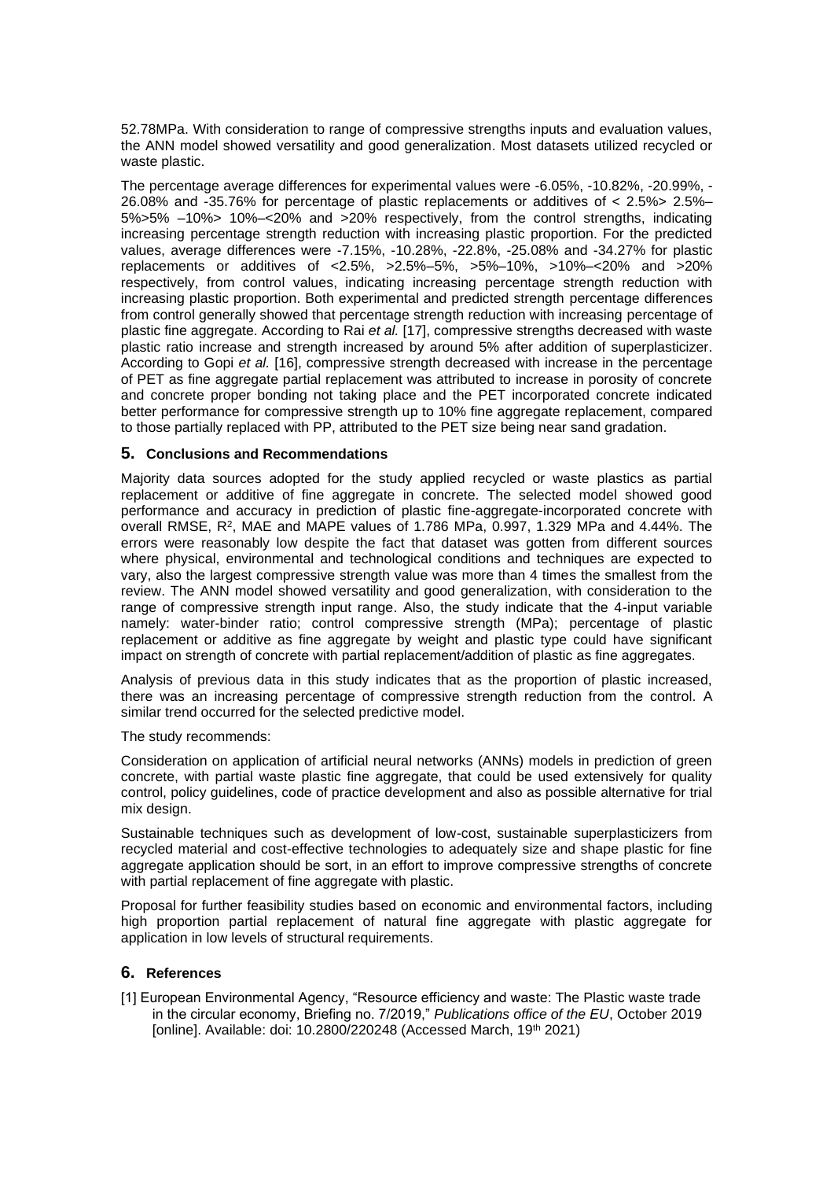52.78MPa. With consideration to range of compressive strengths inputs and evaluation values, the ANN model showed versatility and good generalization. Most datasets utilized recycled or waste plastic.

The percentage average differences for experimental values were -6.05%, -10.82%, -20.99%, -26.08% and -35.76% for percentage of plastic replacements or additives of < 2.5%> 2.5%–5%>5% –10%> 10%–<20% and >20% respectively, from the control strengths, indicating increasing percentage strength reduction with increasing plastic proportion. For the predicted values, average differences were -7.15%, -10.28%, -22.8%, -25.08% and -34.27% for plastic replacements or additives of <2.5%, >2.5%–5%, >5%–10%, >10%–<20% and >20% respectively, from control values, indicating increasing percentage strength reduction with increasing plastic proportion. Both experimental and predicted strength percentage differences from control generally showed that percentage strength reduction with increasing percentage of plastic fine aggregate. According to Rai *et al.* [17], compressive strengths decreased with waste plastic ratio increase and strength increased by around 5% after addition of superplasticizer. According to Gopi *et al.* [16], compressive strength decreased with increase in the percentage of PET as fine aggregate partial replacement was attributed to increase in porosity of concrete and concrete proper bonding not taking place and the PET incorporated concrete indicated better performance for compressive strength up to 10% fine aggregate replacement, compared to those partially replaced with PP, attributed to the PET size being near sand gradation.

## 5. Conclusions and Recommendations

Majority data sources adopted for the study applied recycled or waste plastics as partial replacement or additive of fine aggregate in concrete. The selected model showed good performance and accuracy in prediction of plastic fine-aggregate-incorporated concrete with overall RMSE, $R^2$, MAE and MAPE values of 1.786 MPa, 0.997, 1.329 MPa and 4.44%. The errors were reasonably low despite the fact that dataset was gotten from different sources where physical, environmental and technological conditions and techniques are expected to vary, also the largest compressive strength value was more than 4 times the smallest from the review. The ANN model showed versatility and good generalization, with consideration to the range of compressive strength input range. Also, the study indicate that the 4-input variable namely: water-binder ratio; control compressive strength (MPa); percentage of plastic replacement or additive as fine aggregate by weight and plastic type could have significant impact on strength of concrete with partial replacement/addition of plastic as fine aggregates.

Analysis of previous data in this study indicates that as the proportion of plastic increased, there was an increasing percentage of compressive strength reduction from the control. A similar trend occurred for the selected predictive model.

The study recommends:

Consideration on application of artificial neural networks (ANNs) models in prediction of green concrete, with partial waste plastic fine aggregate, that could be used extensively for quality control, policy guidelines, code of practice development and also as possible alternative for trial mix design.

Sustainable techniques such as development of low-cost, sustainable superplasticizers from recycled material and cost-effective technologies to adequately size and shape plastic for fine aggregate application should be sort, in an effort to improve compressive strengths of concrete with partial replacement of fine aggregate with plastic.

Proposal for further feasibility studies based on economic and environmental factors, including high proportion partial replacement of natural fine aggregate with plastic aggregate for application in low levels of structural requirements.

## 6. References

[1] European Environmental Agency, "Resource efficiency and waste: The Plastic waste trade in the circular economy, Briefing no. 7/2019," *Publications office of the EU*, October 2019 [online]. Available: doi: 10.2800/220248 (Accessed March, 19th 2021)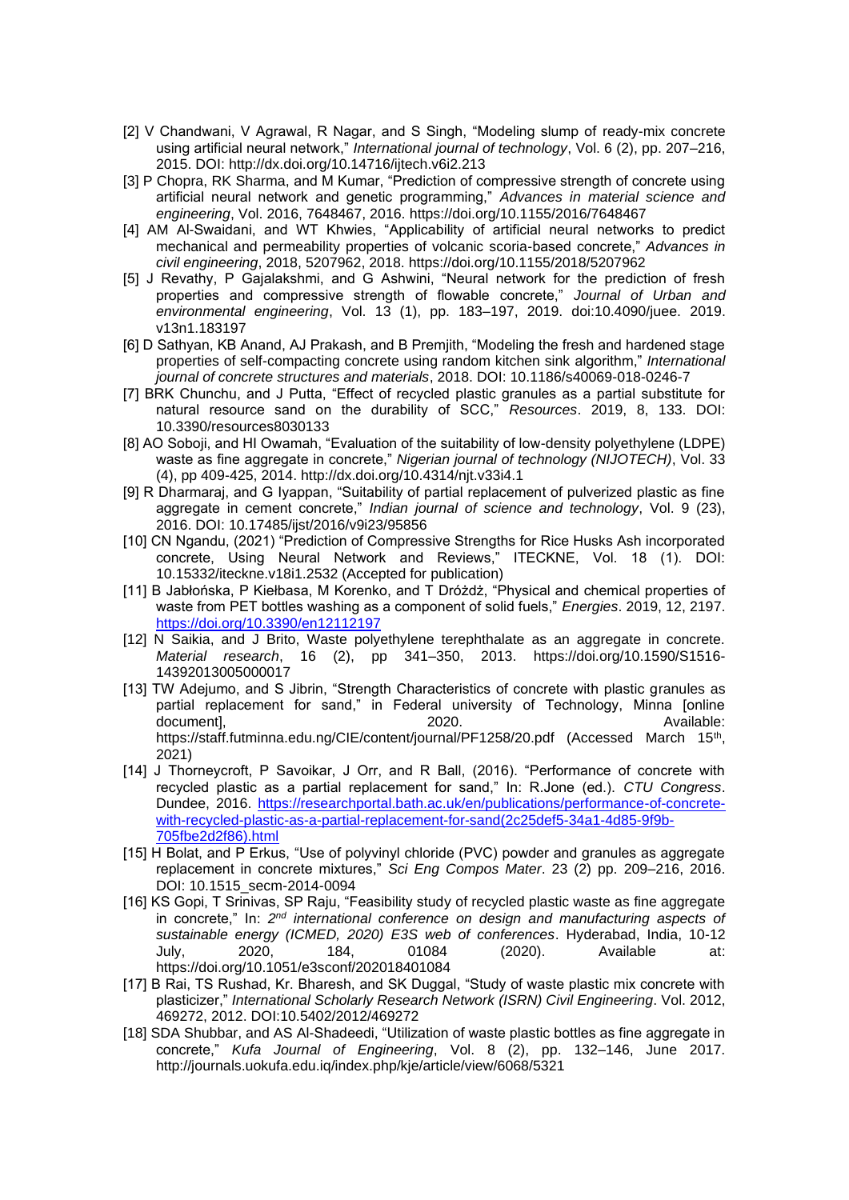[2] V Chandwani, V Agrawal, R Nagar, and S Singh, "Modeling slump of ready-mix concrete using artificial neural network," *International journal of technology*, Vol. 6 (2), pp. 207–216, 2015. DOI: http://dx.doi.org/10.14716/ijtech.v6i2.213

[3] P Chopra, RK Sharma, and M Kumar, "Prediction of compressive strength of concrete using artificial neural network and genetic programming," *Advances in material science and engineering*, Vol. 2016, 7648467, 2016. https://doi.org/10.1155/2016/7648467

[4] AM Al-Swaidani, and WT Khwies, "Applicability of artificial neural networks to predict mechanical and permeability properties of volcanic scoria-based concrete," *Advances in civil engineering*, 2018, 5207962, 2018. https://doi.org/10.1155/2018/5207962

[5] J Revathy, P Gajalakshmi, and G Ashwini, "Neural network for the prediction of fresh properties and compressive strength of flowable concrete," *Journal of Urban and environmental engineering*, Vol. 13 (1), pp. 183–197, 2019. doi:10.4090/juee. 2019. v13n1.183197

[6] D Sathyan, KB Anand, AJ Prakash, and B Premjith, "Modeling the fresh and hardened stage properties of self-compacting concrete using random kitchen sink algorithm," *International journal of concrete structures and materials*, 2018. DOI: 10.1186/s40069-018-0246-7

[7] BRK Chunchu, and J Putta, "Effect of recycled plastic granules as a partial substitute for natural resource sand on the durability of SCC," *Resources*. 2019, 8, 133. DOI: 10.3390/resources8030133

[8] AO Soboji, and HI Owamah, "Evaluation of the suitability of low-density polyethylene (LDPE) waste as fine aggregate in concrete," *Nigerian journal of technology (NIJOTECH)*, Vol. 33 (4), pp 409-425, 2014. http://dx.doi.org/10.4314/njt.v33i4.1

[9] R Dharmaraj, and G Iyappan, "Suitability of partial replacement of pulverized plastic as fine aggregate in cement concrete," *Indian journal of science and technology*, Vol. 9 (23), 2016. DOI: 10.17485/ijst/2016/v9i23/95856

[10] CN Ngandu, (2021) "Prediction of Compressive Strengths for Rice Husks Ash incorporated concrete, Using Neural Network and Reviews," ITECKNE, Vol. 18 (1). DOI: 10.15332/iteckne.v18i1.2532 (Accepted for publication)

[11] B Jabłońska, P Kiełbasa, M Korenko, and T Dróżdż, "Physical and chemical properties of waste from PET bottles washing as a component of solid fuels," *Energies*. 2019, 12, 2197. https://doi.org/10.3390/en12112197

[12] N Saikia, and J Brito, Waste polyethylene terephthalate as an aggregate in concrete. *Material research*, 16 (2), pp 341–350, 2013. https://doi.org/10.1590/S1516-14392013005000017

[13] TW Adejumo, and S Jibrin, "Strength Characteristics of concrete with plastic granules as partial replacement for sand," in Federal university of Technology, Minna [online document], 2020. Available: https://staff.futminna.edu.ng/CIE/content/journal/PF1258/20.pdf (Accessed March 15th, 2021)

[14] J Thorneycroft, P Savoikar, J Orr, and R Ball, (2016). "Performance of concrete with recycled plastic as a partial replacement for sand," In: R.Jone (ed.). *CTU Congress*. Dundee, 2016. https://researchportal.bath.ac.uk/en/publications/performance-of-concrete-with-recycled-plastic-as-a-partial-replacement-for-sand(2c25def5-34a1-4d85-9f9b-705fbe2d2f86).html

[15] H Bolat, and P Erkus, "Use of polyvinyl chloride (PVC) powder and granules as aggregate replacement in concrete mixtures," *Sci Eng Compos Mater*. 23 (2) pp. 209–216, 2016. DOI: 10.1515_secm-2014-0094

[16] KS Gopi, T Srinivas, SP Raju, "Feasibility study of recycled plastic waste as fine aggregate in concrete," In: *2nd international conference on design and manufacturing aspects of sustainable energy (ICMED, 2020) E3S web of conferences*. Hyderabad, India, 10-12 July, 2020, 184, 01084 (2020). Available at: https://doi.org/10.1051/e3sconf/202018401084

[17] B Rai, TS Rushad, Kr. Bharesh, and SK Duggal, "Study of waste plastic mix concrete with plasticizer," *International Scholarly Research Network (ISRN) Civil Engineering*. Vol. 2012, 469272, 2012. DOI:10.5402/2012/469272

[18] SDA Shubbar, and AS Al-Shadeedi, "Utilization of waste plastic bottles as fine aggregate in concrete," *Kufa Journal of Engineering*, Vol. 8 (2), pp. 132–146, June 2017. http://journals.uokufa.edu.iq/index.php/kje/article/view/6068/5321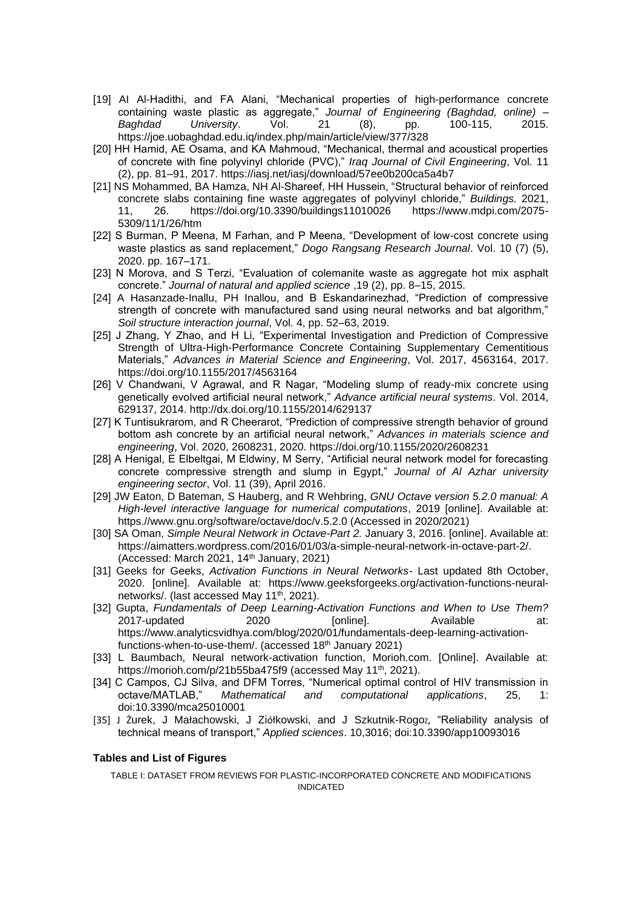[19] AI Al-Hadithi, and FA Alani, "Mechanical properties of high-performance concrete containing waste plastic as aggregate," *Journal of Engineering (Baghdad, online) – Baghdad University*. Vol. 21 (8), pp. 100-115, 2015. https://joe.uobaghdad.edu.iq/index.php/main/article/view/377/328

[20] HH Hamid, AE Osama, and KA Mahmoud, "Mechanical, thermal and acoustical properties of concrete with fine polyvinyl chloride (PVC)," *Iraq Journal of Civil Engineering*, Vol. 11 (2), pp. 81–91, 2017. https://iasj.net/iasj/download/57ee0b200ca5a4b7

[21] NS Mohammed, BA Hamza, NH Al-Shareef, HH Hussein, "Structural behavior of reinforced concrete slabs containing fine waste aggregates of polyvinyl chloride," *Buildings*. 2021, 11, 26. https://doi.org/10.3390/buildings11010026 https://www.mdpi.com/2075-5309/11/1/26/htm

[22] S Burman, P Meena, M Farhan, and P Meena, "Development of low-cost concrete using waste plastics as sand replacement," *Dogo Rangsang Research Journal*. Vol. 10 (7) (5), 2020. pp. 167–171.

[23] N Morova, and S Terzi, "Evaluation of colemanite waste as aggregate hot mix asphalt concrete." *Journal of natural and applied science* ,19 (2), pp. 8–15, 2015.

[24] A Hasanzade-Inallu, PH Inallou, and B Eskandarinezhad, "Prediction of compressive strength of concrete with manufactured sand using neural networks and bat algorithm," *Soil structure interaction journal*, Vol. 4, pp. 52–63, 2019.

[25] J Zhang, Y Zhao, and H Li, "Experimental Investigation and Prediction of Compressive Strength of Ultra-High-Performance Concrete Containing Supplementary Cementitious Materials," *Advances in Material Science and Engineering*, Vol. 2017, 4563164, 2017. https://doi.org/10.1155/2017/4563164

[26] V Chandwani, V Agrawal, and R Nagar, "Modeling slump of ready-mix concrete using genetically evolved artificial neural network," *Advance artificial neural systems*. Vol. 2014, 629137, 2014. http://dx.doi.org/10.1155/2014/629137

[27] K Tuntisukrarom, and R Cheerarot, "Prediction of compressive strength behavior of ground bottom ash concrete by an artificial neural network," *Advances in materials science and engineering*, Vol. 2020, 2608231, 2020. https://doi.org/10.1155/2020/2608231

[28] A Henigal, E Elbeltgai, M Eldwiny, M Serry, "Artificial neural network model for forecasting concrete compressive strength and slump in Egypt," *Journal of Al Azhar university engineering sector*, Vol. 11 (39), April 2016.

[29] JW Eaton, D Bateman, S Hauberg, and R Wehbring, *GNU Octave version 5.2.0 manual: A High-level interactive language for numerical computations*, 2019 [online]. Available at: https://www.gnu.org/software/octave/doc/v.5.2.0 (Accessed in 2020/2021)

[30] SA Oman, *Simple Neural Network in Octave-Part 2.* January 3, 2016. [online]. Available at: https://aimatters.wordpress.com/2016/01/03/a-simple-neural-network-in-octave-part-2/. (Accessed: March 2021, 14th January, 2021)

[31] Geeks for Geeks, *Activation Functions in Neural Networks*- Last updated 8th October, 2020. [online]. Available at: https://www.geeksforgeeks.org/activation-functions-neural-networks/. (last accessed May 11th, 2021).

[32] Gupta, *Fundamentals of Deep Learning-Activation Functions and When to Use Them?* 2017-updated 2020 [online]. Available at: https://www.analyticsvidhya.com/blog/2020/01/fundamentals-deep-learning-activation-functions-when-to-use-them/. (accessed 18th January 2021)

[33] L Baumbach, Neural network-activation function, Morioh.com. [Online]. Available at: https://morioh.com/p/21b55ba475f9 (accessed May 11th, 2021).

[34] C Campos, CJ Silva, and DFM Torres, "Numerical optimal control of HIV transmission in octave/MATLAB," *Mathematical and computational applications*, 25, 1: doi:10.3390/mca25010001

[35] J Żurek, J Małachowski, J Ziółkowski, and J Szkutnik-Rogoż, "Reliability analysis of technical means of transport," *Applied sciences*. 10,3016; doi:10.3390/app10093016

**Tables and List of Figures**

TABLE I: DATASET FROM REVIEWS FOR PLASTIC-INCORPORATED CONCRETE AND MODIFICATIONS INDICATED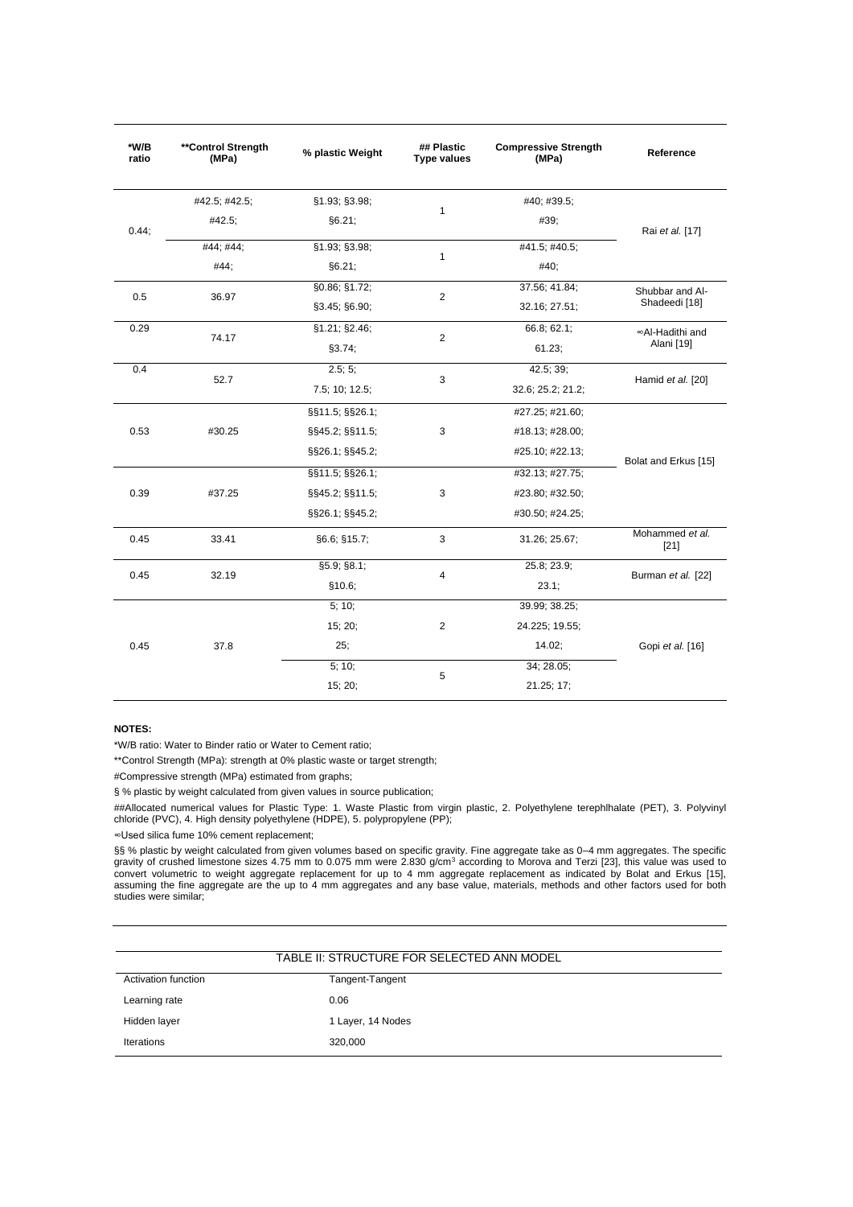| *W/B ratio | **Control Strength (MPa) | % plastic Weight | ## Plastic Type values | Compressive Strength (MPa) | Reference |
|---|---|---|---|---|---|
| 0.44; | #42.5; #42.5; #42.5; | §1.93; §3.98; §6.21; | 1 | #40; #39.5; #39; | Rai *et al.* [17] |
| | #44; #44; #44; | §1.93; §3.98; §6.21; | 1 | #41.5; #40.5; #40; | |
| 0.5 | 36.97 | §0.86; §1.72; §3.45; §6.90; | 2 | 37.56; 41.84; 32.16; 27.51; | Shubbar and Al-Shadeedi [18] |
| 0.29 | 74.17 | §1.21; §2.46; §3.74; | 2 | 66.8; 62.1; 61.23; | ∞Al-Hadithi and Alani [19] |
| 0.4 | 52.7 | 2.5; 5; 7.5; 10; 12.5; | 3 | 42.5; 39; 32.6; 25.2; 21.2; | Hamid *et al.* [20] |
| 0.53 | #30.25 | §§11.5; §§26.1; §§45.2; §§11.5; §§26.1; §§45.2; | 3 | #27.25; #21.60; #18.13; #28.00; #25.10; #22.13; | Bolat and Erkus [15] |
| 0.39 | #37.25 | §§11.5; §§26.1; §§45.2; §§11.5; §§26.1; §§45.2; | 3 | #32.13; #27.75; #23.80; #32.50; #30.50; #24.25; | |
| 0.45 | 33.41 | §6.6; §15.7; | 3 | 31.26; 25.67; | Mohammed *et al.* [21] |
| 0.45 | 32.19 | §5.9; §8.1; §10.6; | 4 | 25.8; 23.9; 23.1; | Burman *et al.* [22] |
| 0.45 | 37.8 | 5; 10; 15; 20; 25; | 2 | 39.99; 38.25; 24.225; 19.55; 14.02; | Gopi *et al.* [16] |
| | | 5; 10; 15; 20; | 5 | 34; 28.05; 21.25; 17; | |

**NOTES:**

*W/B ratio: Water to Binder ratio or Water to Cement ratio;

**Control Strength (MPa): strength at 0% plastic waste or target strength;

#Compressive strength (MPa) estimated from graphs;

§ % plastic by weight calculated from given values in source publication;

##Allocated numerical values for Plastic Type: 1. Waste Plastic from virgin plastic, 2. Polyethylene terephlhalate (PET), 3. Polyvinyl chloride (PVC), 4. High density polyethylene (HDPE), 5. polypropylene (PP);

∞Used silica fume 10% cement replacement;

§§ % plastic by weight calculated from given volumes based on specific gravity. Fine aggregate take as 0–4 mm aggregates. The specific gravity of crushed limestone sizes 4.75 mm to 0.075 mm were 2.830 g/cm³ according to Morova and Terzi [23], this value was used to convert volumetric to weight aggregate replacement for up to 4 mm aggregate replacement as indicated by Bolat and Erkus [15], assuming the fine aggregate are the up to 4 mm aggregates and any base value, materials, methods and other factors used for both studies were similar;

TABLE II: STRUCTURE FOR SELECTED ANN MODEL

| | |
|---|---|
| Activation function | Tangent-Tangent |
| Learning rate | 0.06 |
| Hidden layer | 1 Layer, 14 Nodes |
| Iterations | 320,000 |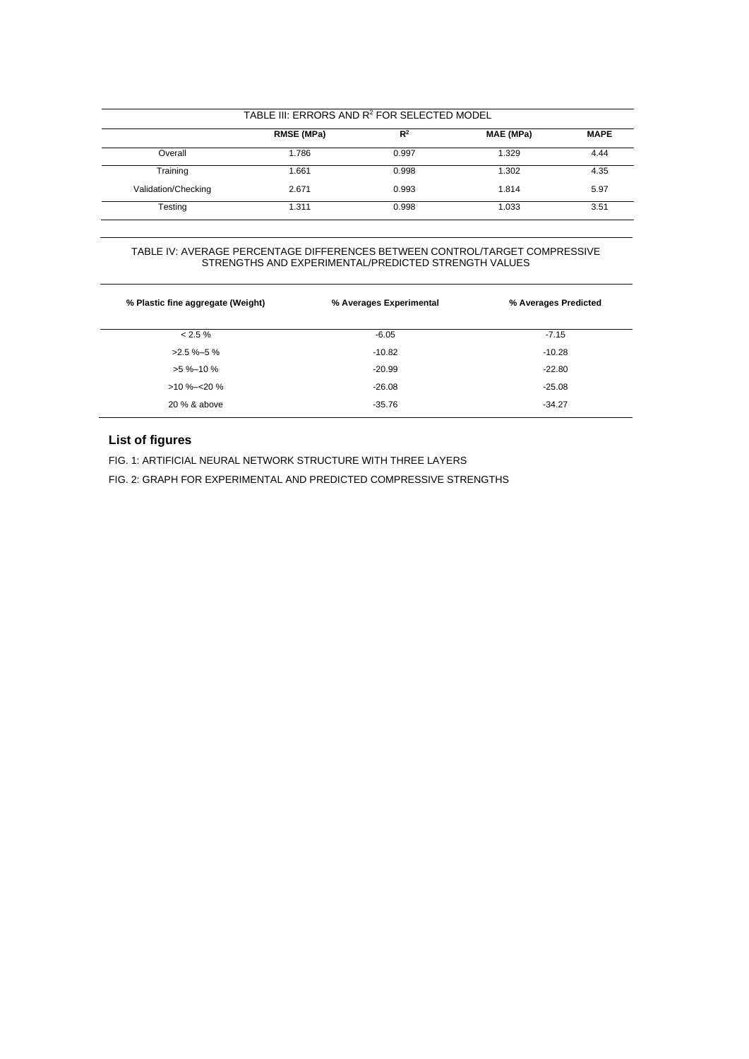TABLE III: ERRORS AND $R^2$ FOR SELECTED MODEL

| | RMSE (MPa) | $R^2$ | MAE (MPa) | MAPE |
|---|---|---|---|---|
| Overall | 1.786 | 0.997 | 1.329 | 4.44 |
| Training | 1.661 | 0.998 | 1.302 | 4.35 |
| Validation/Checking | 2.671 | 0.993 | 1.814 | 5.97 |
| Testing | 1.311 | 0.998 | 1.033 | 3.51 |

TABLE IV: AVERAGE PERCENTAGE DIFFERENCES BETWEEN CONTROL/TARGET COMPRESSIVE STRENGTHS AND EXPERIMENTAL/PREDICTED STRENGTH VALUES

| % Plastic fine aggregate (Weight) | % Averages Experimental | % Averages Predicted |
|---|---|---|
| < 2.5 % | -6.05 | -7.15 |
| >2.5 %–5 % | -10.82 | -10.28 |
| >5 %–10 % | -20.99 | -22.80 |
| >10 %–<20 % | -26.08 | -25.08 |
| 20 % & above | -35.76 | -34.27 |

## List of figures

FIG. 1: ARTIFICIAL NEURAL NETWORK STRUCTURE WITH THREE LAYERS

FIG. 2: GRAPH FOR EXPERIMENTAL AND PREDICTED COMPRESSIVE STRENGTHS